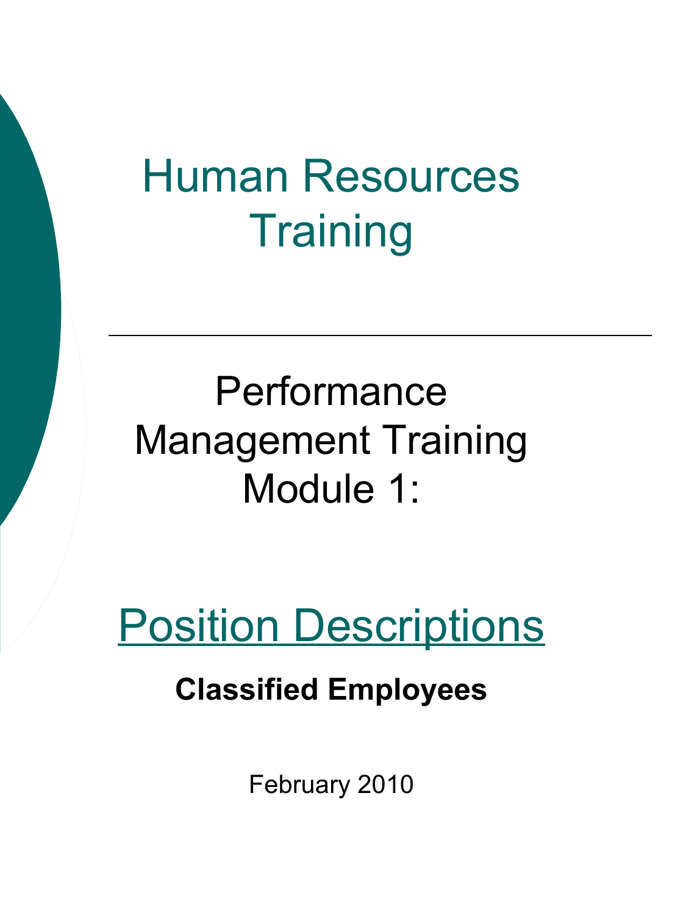# Human Resources Training

---

## Performance Management Training Module 1:

## Position Descriptions

**Classified Employees**

February 2010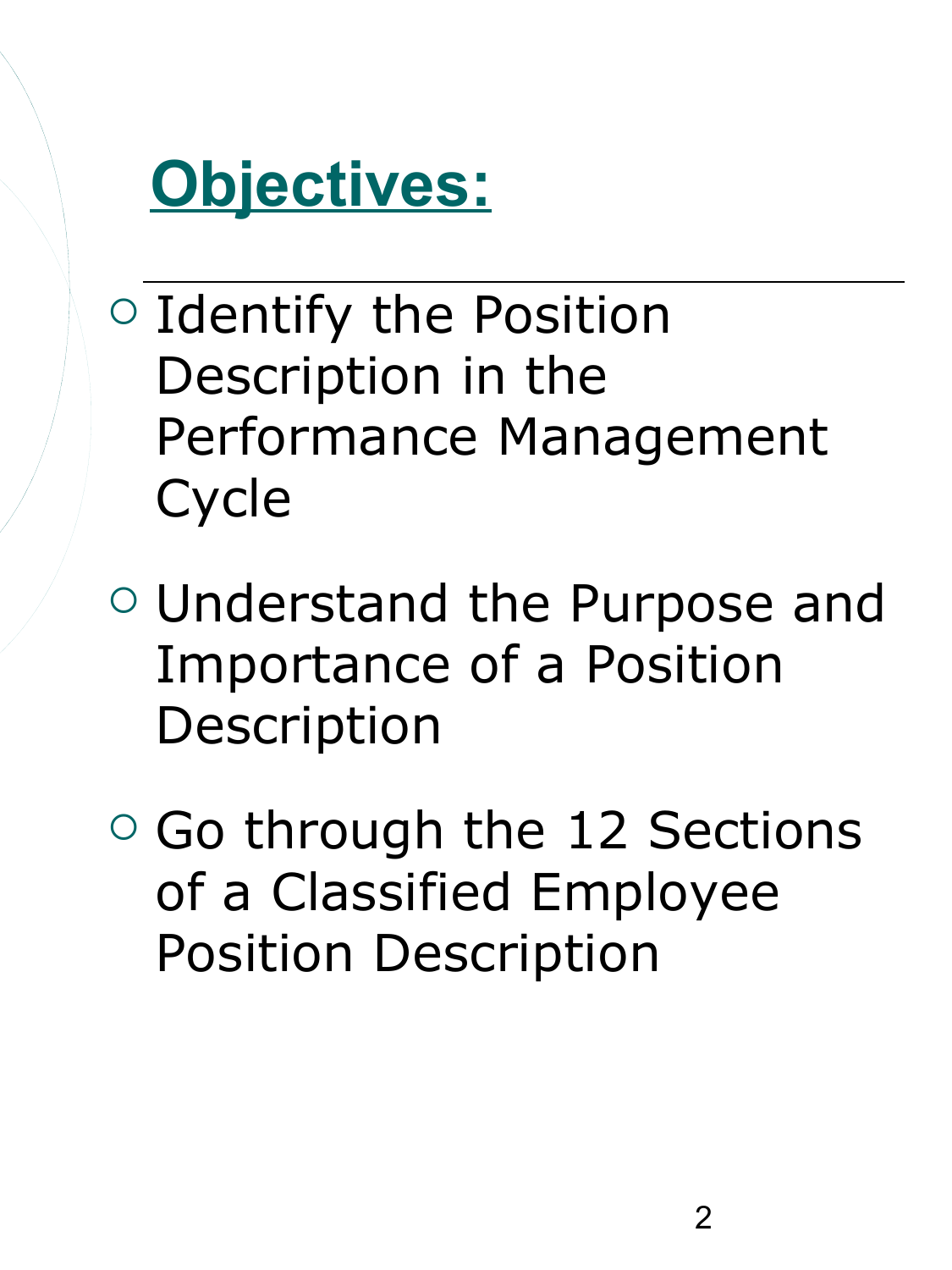# Objectives:

- Identify the Position Description in the Performance Management Cycle
- Understand the Purpose and Importance of a Position Description
- Go through the 12 Sections of a Classified Employee Position Description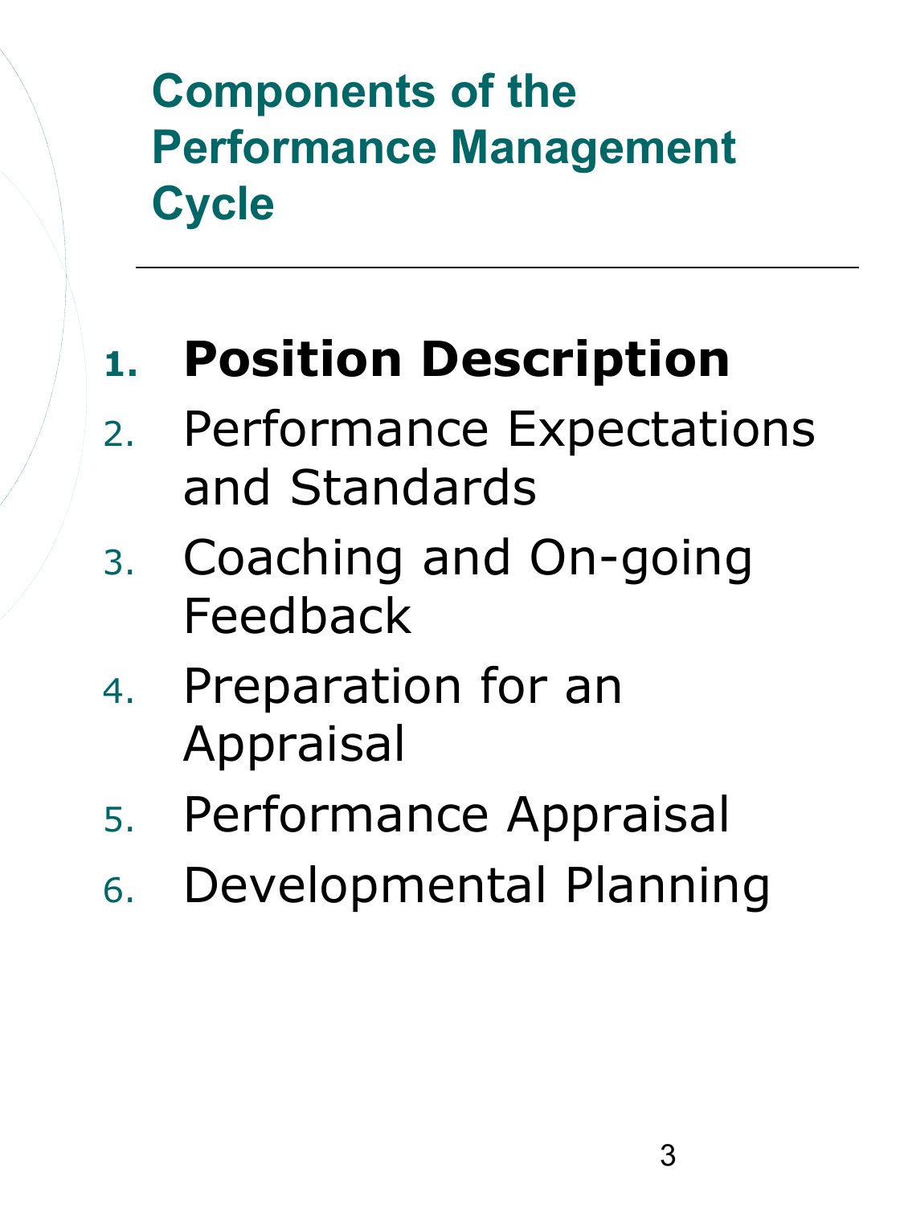# Components of the Performance Management Cycle

---

1. **Position Description**
2. Performance Expectations and Standards
3. Coaching and On-going Feedback
4. Preparation for an Appraisal
5. Performance Appraisal
6. Developmental Planning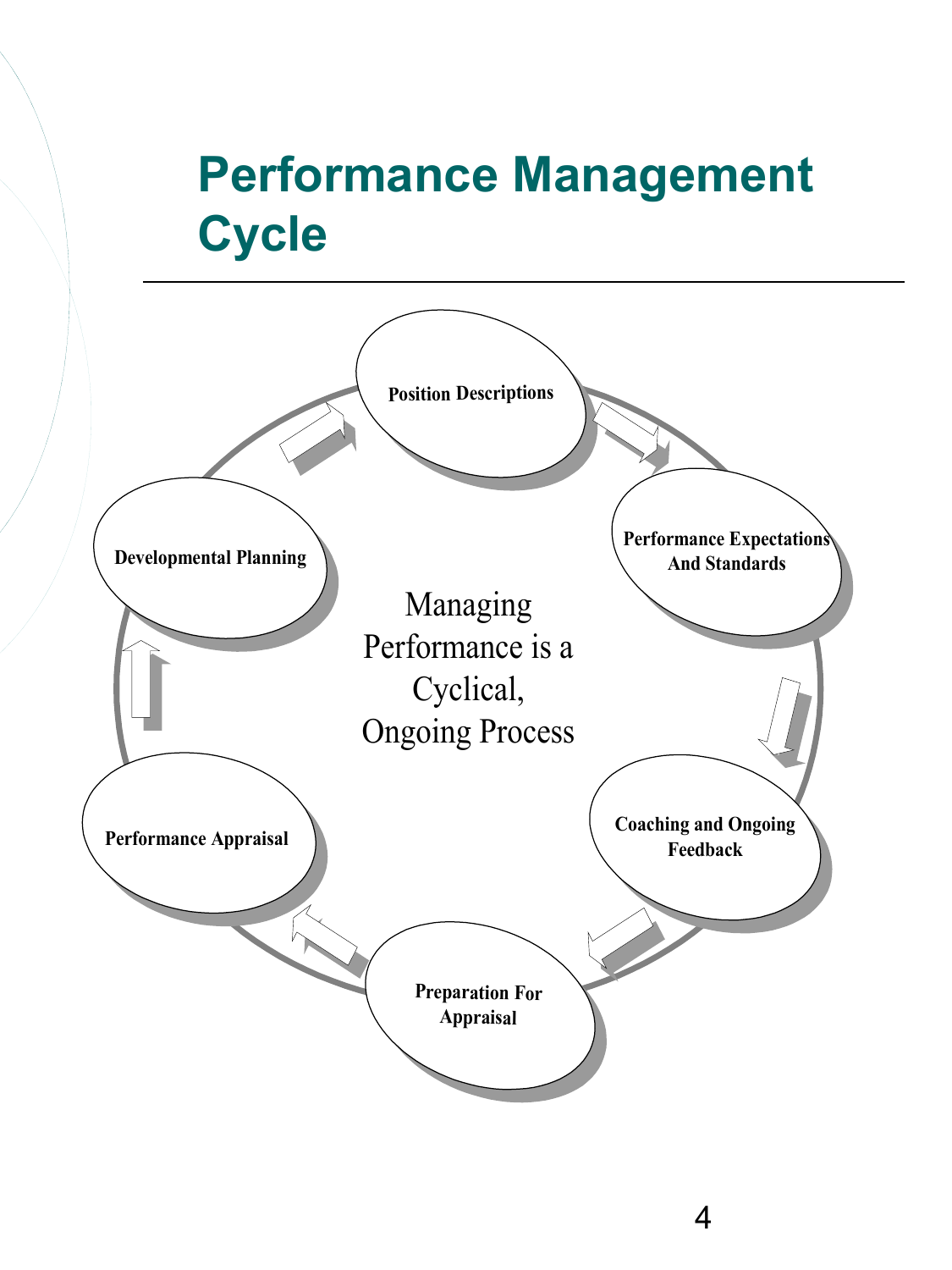# Performance Management Cycle

Position Descriptions

Performance Expectations And Standards

Coaching and Ongoing Feedback

Preparation For Appraisal

Performance Appraisal

Developmental Planning

Managing Performance is a Cyclical, Ongoing Process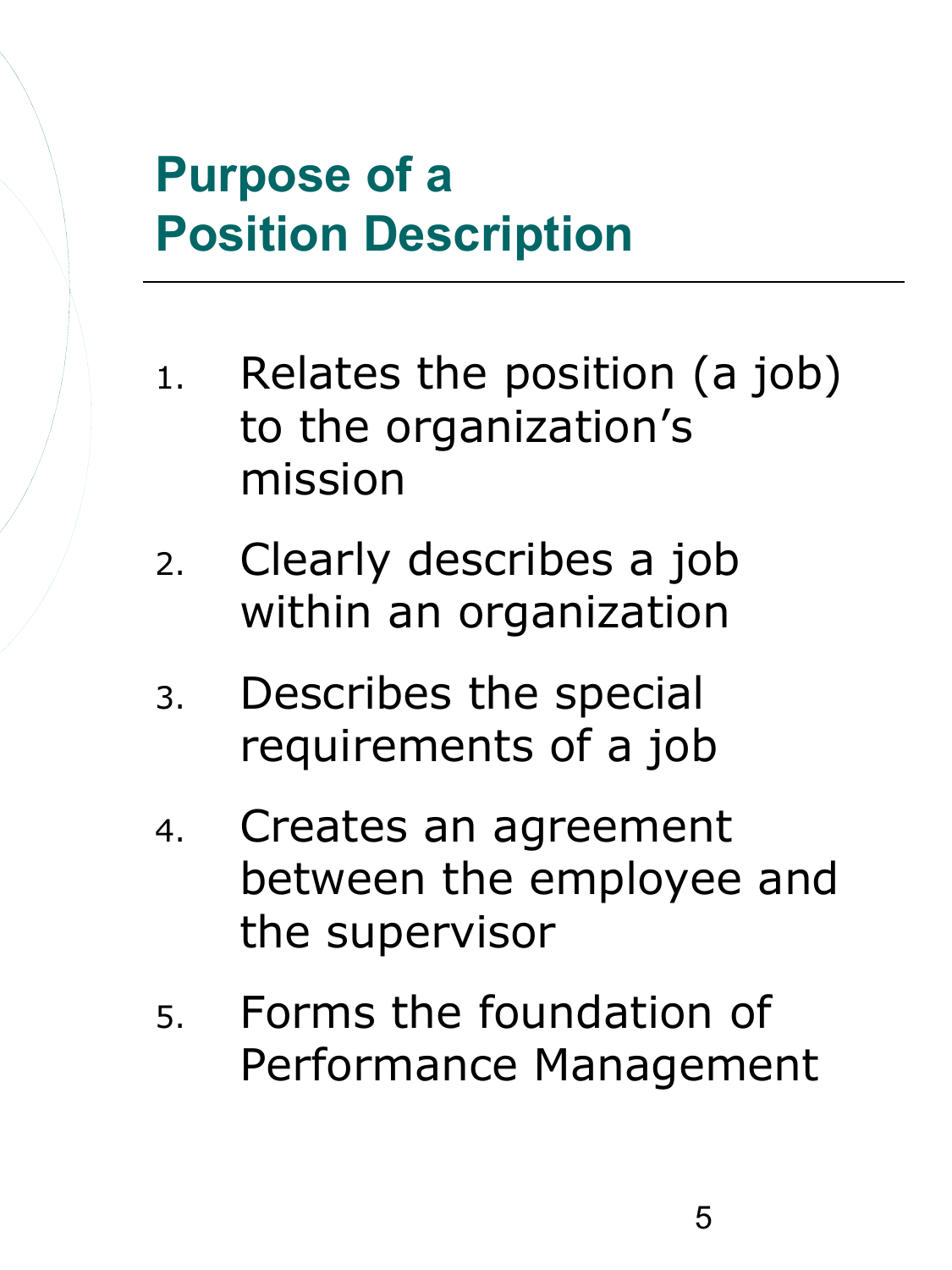# Purpose of a Position Description

1. Relates the position (a job) to the organization's mission
2. Clearly describes a job within an organization
3. Describes the special requirements of a job
4. Creates an agreement between the employee and the supervisor
5. Forms the foundation of Performance Management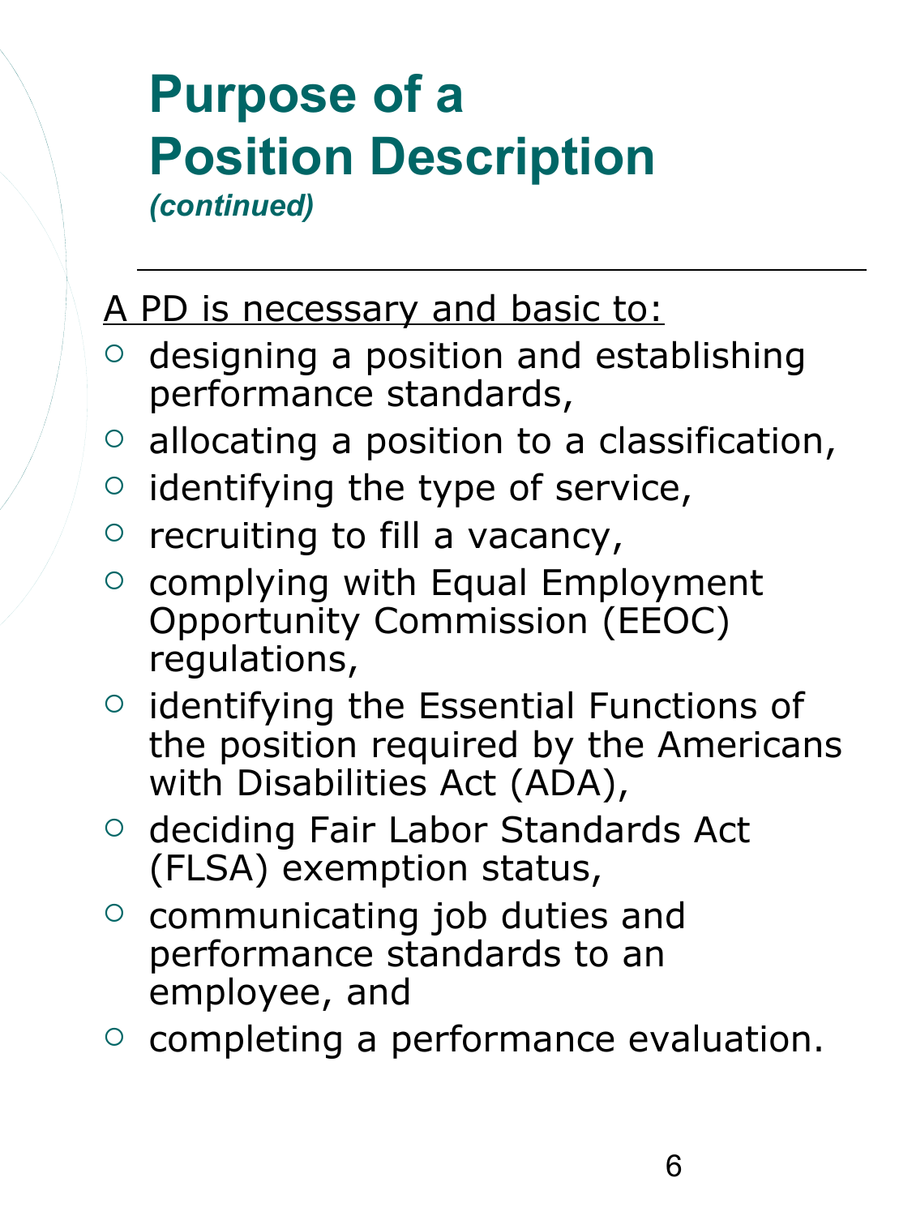# Purpose of a Position Description *(continued)*

A PD is necessary and basic to:

- designing a position and establishing performance standards,
- allocating a position to a classification,
- identifying the type of service,
- recruiting to fill a vacancy,
- complying with Equal Employment Opportunity Commission (EEOC) regulations,
- identifying the Essential Functions of the position required by the Americans with Disabilities Act (ADA),
- deciding Fair Labor Standards Act (FLSA) exemption status,
- communicating job duties and performance standards to an employee, and
- completing a performance evaluation.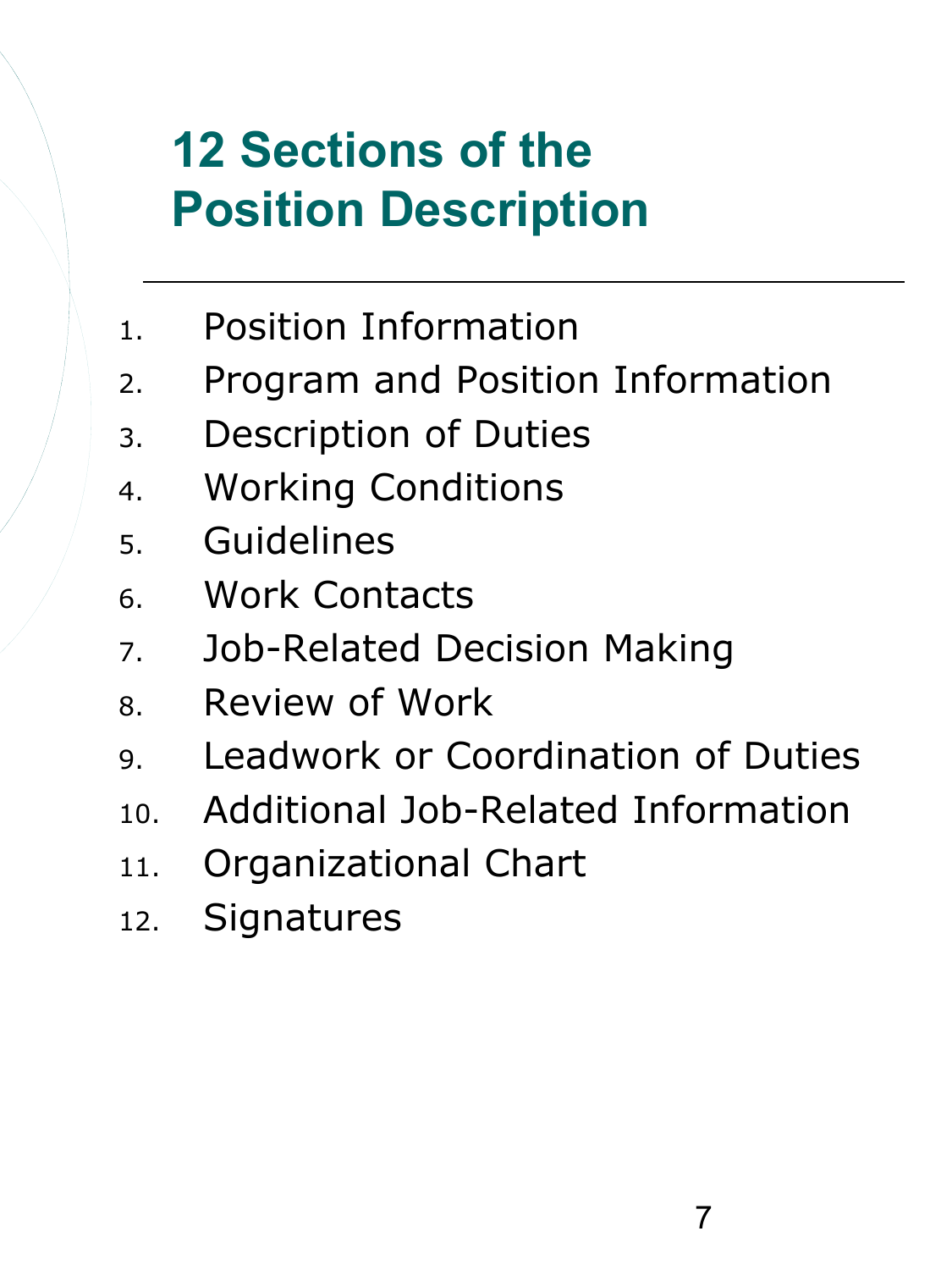# 12 Sections of the Position Description

---

1. Position Information
2. Program and Position Information
3. Description of Duties
4. Working Conditions
5. Guidelines
6. Work Contacts
7. Job-Related Decision Making
8. Review of Work
9. Leadwork or Coordination of Duties
10. Additional Job-Related Information
11. Organizational Chart
12. Signatures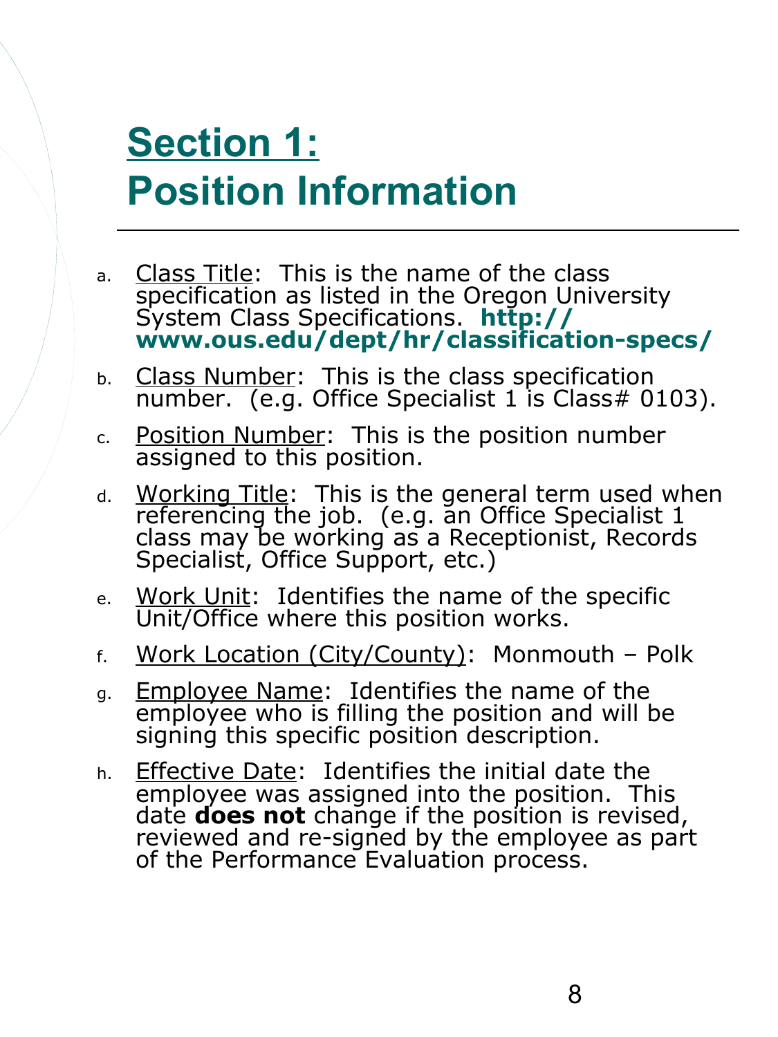# Section 1: Position Information

a. Class Title: This is the name of the class specification as listed in the Oregon University System Class Specifications. **http://www.ous.edu/dept/hr/classification-specs/**

b. Class Number: This is the class specification number. (e.g. Office Specialist 1 is Class# 0103).

c. Position Number: This is the position number assigned to this position.

d. Working Title: This is the general term used when referencing the job. (e.g. an Office Specialist 1 class may be working as a Receptionist, Records Specialist, Office Support, etc.)

e. Work Unit: Identifies the name of the specific Unit/Office where this position works.

f. Work Location (City/County): Monmouth – Polk

g. Employee Name: Identifies the name of the employee who is filling the position and will be signing this specific position description.

h. Effective Date: Identifies the initial date the employee was assigned into the position. This date **does not** change if the position is revised, reviewed and re-signed by the employee as part of the Performance Evaluation process.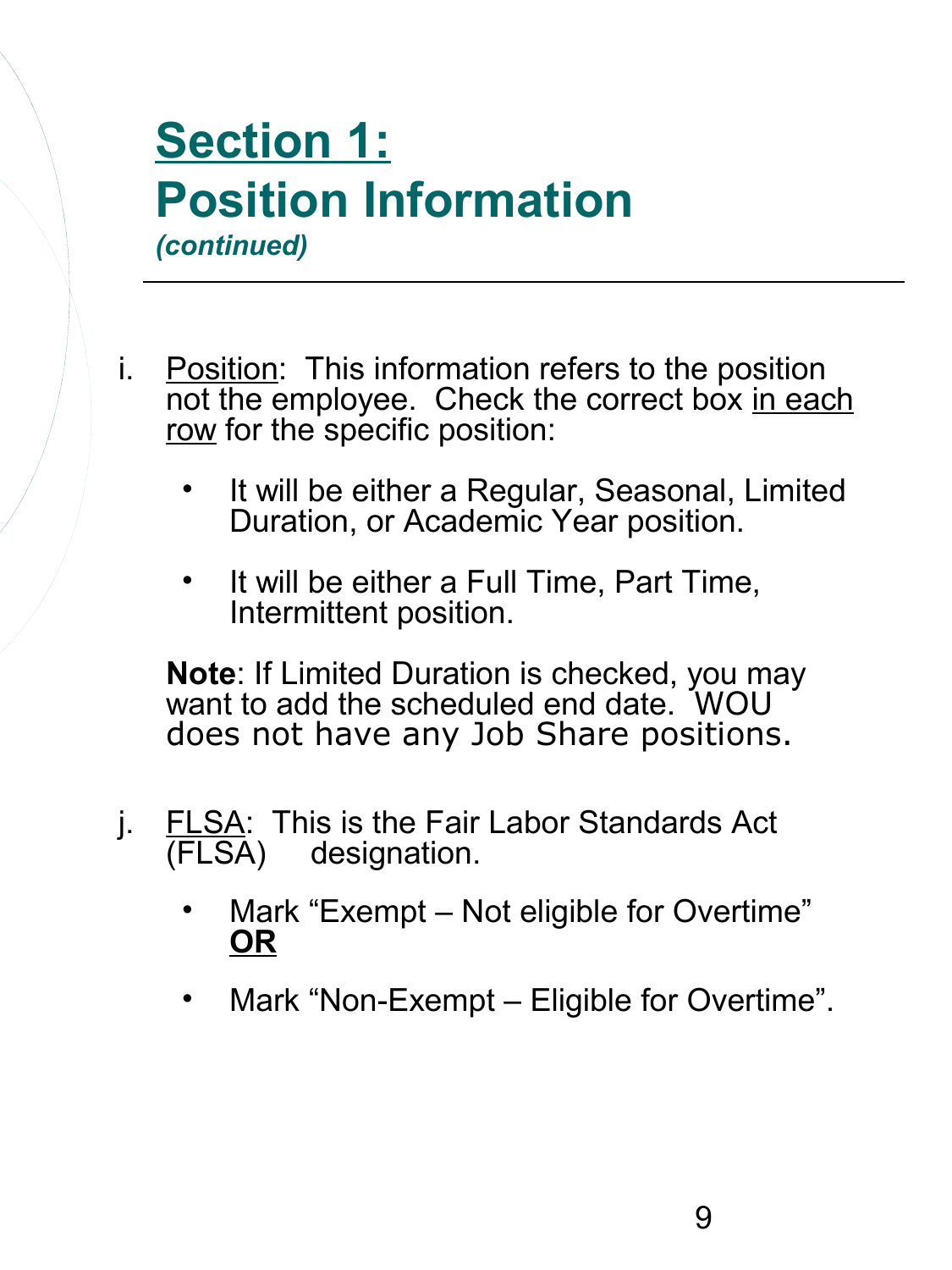# Section 1: Position Information

*(continued)*

---

i. Position: This information refers to the position not the employee. Check the correct box in each row for the specific position:

   - It will be either a Regular, Seasonal, Limited Duration, or Academic Year position.

   - It will be either a Full Time, Part Time, Intermittent position.

   **Note**: If Limited Duration is checked, you may want to add the scheduled end date. WOU does not have any Job Share positions.

j. FLSA: This is the Fair Labor Standards Act (FLSA) designation.

   - Mark "Exempt – Not eligible for Overtime" **OR**

   - Mark "Non-Exempt – Eligible for Overtime".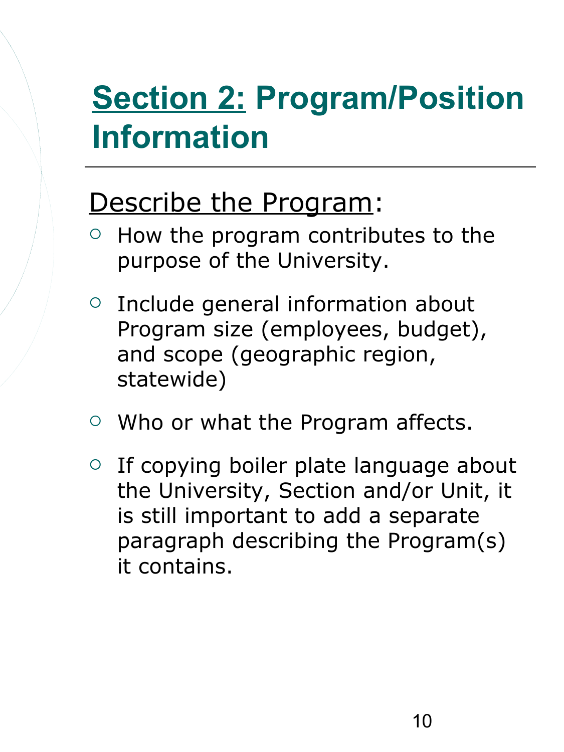# Section 2: Program/Position Information

Describe the Program:

- How the program contributes to the purpose of the University.
- Include general information about Program size (employees, budget), and scope (geographic region, statewide)
- Who or what the Program affects.
- If copying boiler plate language about the University, Section and/or Unit, it is still important to add a separate paragraph describing the Program(s) it contains.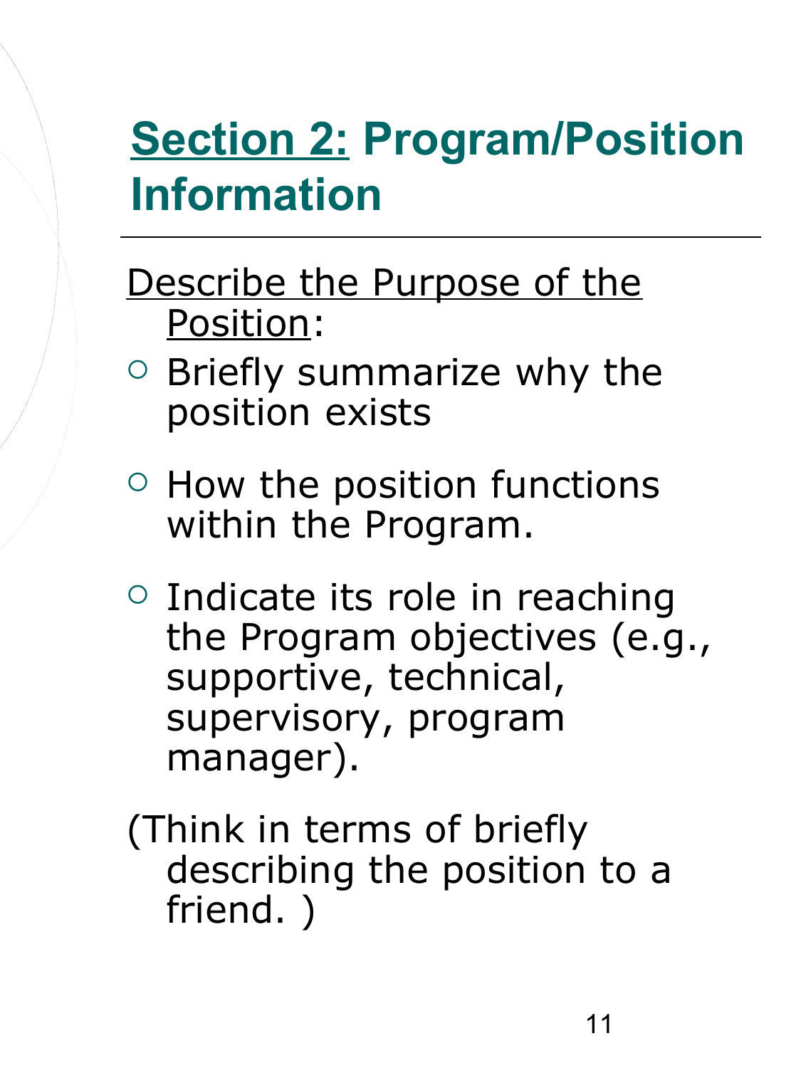# Section 2: Program/Position Information

Describe the Purpose of the Position:

- Briefly summarize why the position exists
- How the position functions within the Program.
- Indicate its role in reaching the Program objectives (e.g., supportive, technical, supervisory, program manager).

(Think in terms of briefly describing the position to a friend. )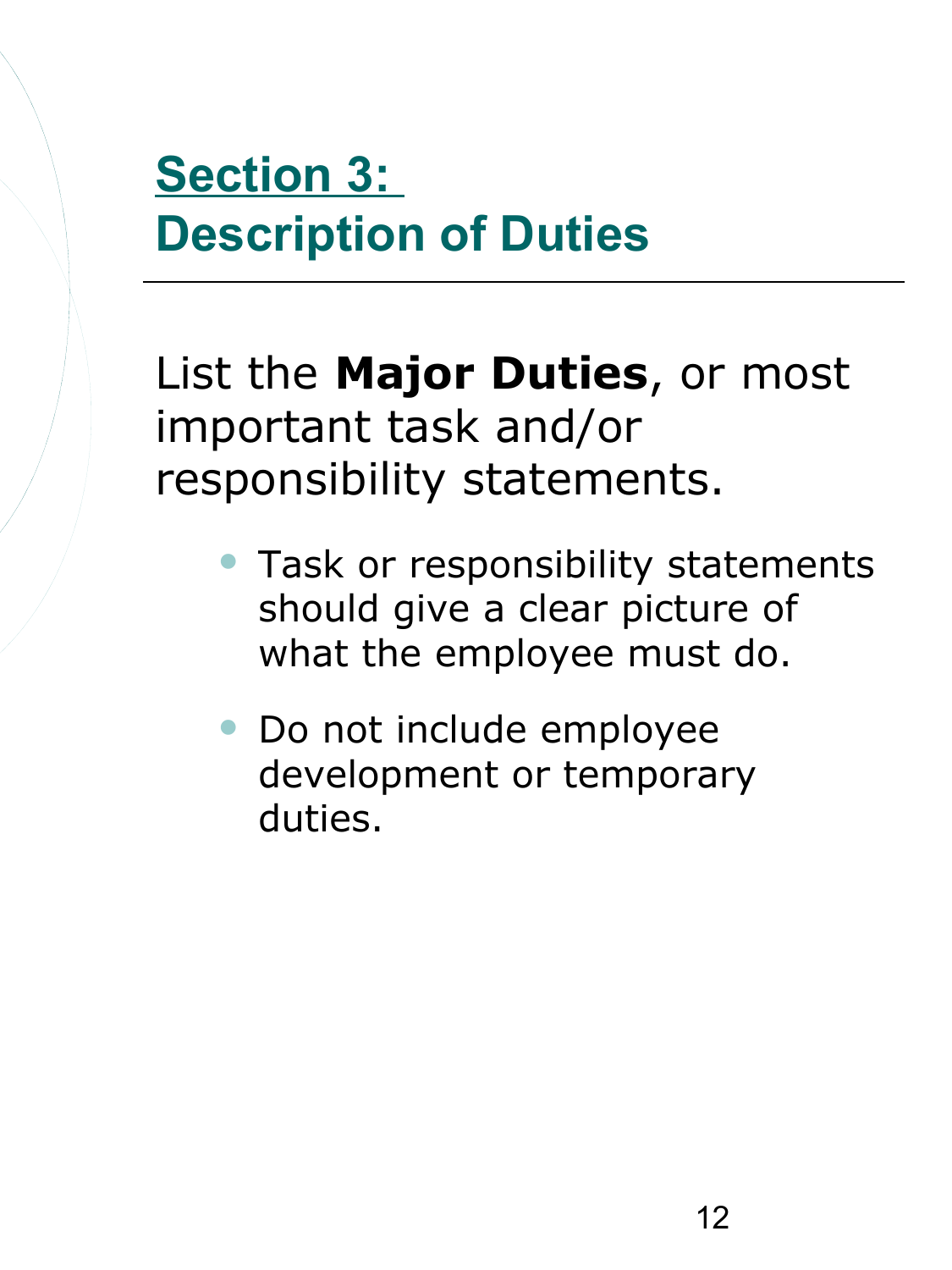## Section 3: Description of Duties

List the **Major Duties**, or most important task and/or responsibility statements.

- Task or responsibility statements should give a clear picture of what the employee must do.
- Do not include employee development or temporary duties.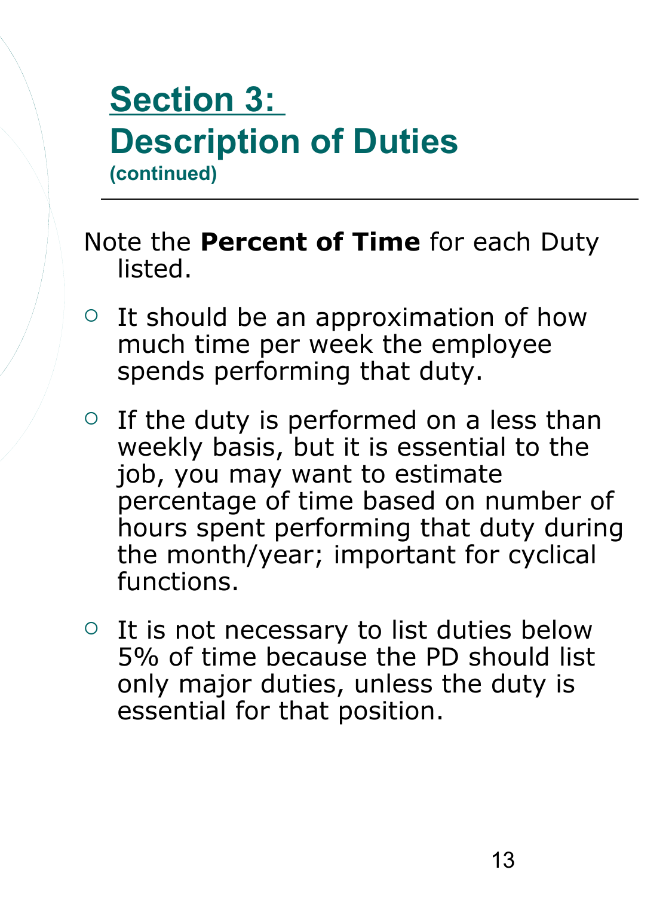# Section 3: Description of Duties

**(continued)**

---

Note the **Percent of Time** for each Duty listed.

- It should be an approximation of how much time per week the employee spends performing that duty.
- If the duty is performed on a less than weekly basis, but it is essential to the job, you may want to estimate percentage of time based on number of hours spent performing that duty during the month/year; important for cyclical functions.
- It is not necessary to list duties below 5% of time because the PD should list only major duties, unless the duty is essential for that position.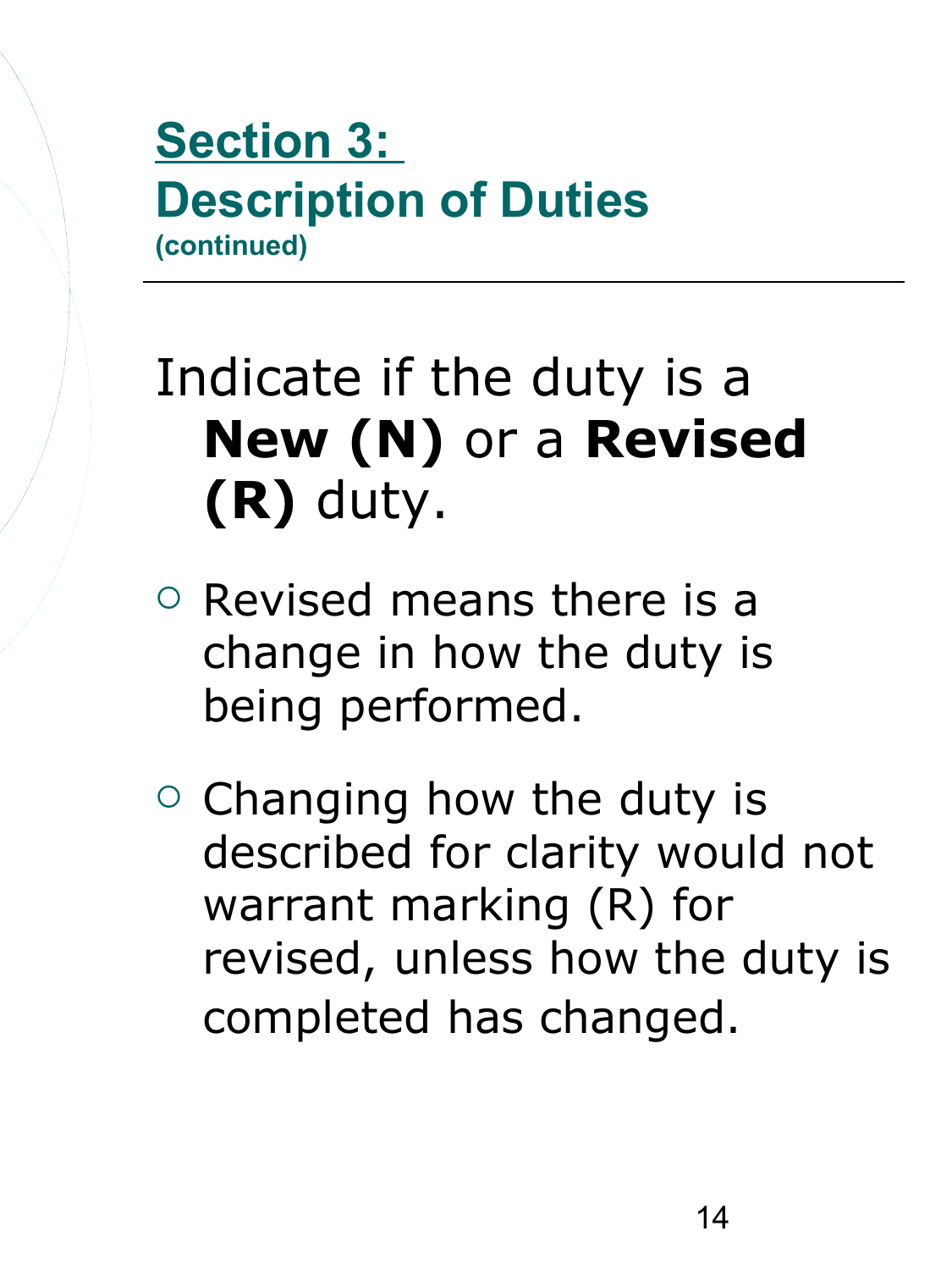## Section 3: Description of Duties

(continued)

Indicate if the duty is a **New (N)** or a **Revised (R)** duty.

- Revised means there is a change in how the duty is being performed.
- Changing how the duty is described for clarity would not warrant marking (R) for revised, unless how the duty is completed has changed.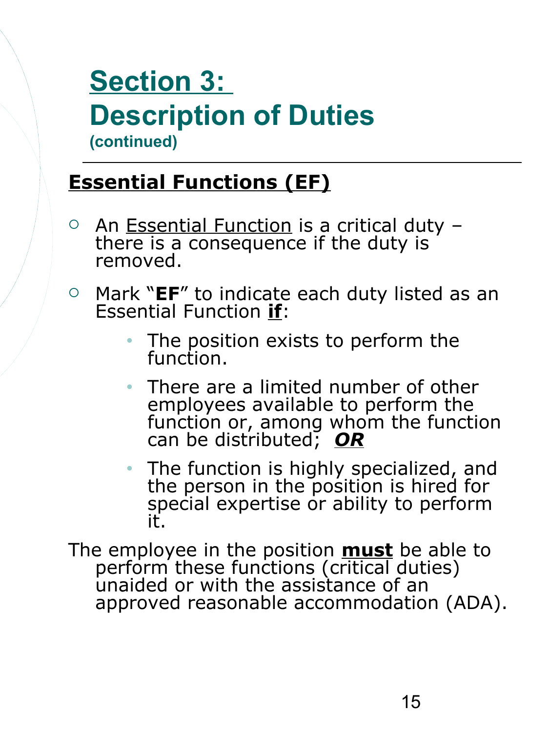# Section 3: Description of Duties

**(continued)**

---

## Essential Functions (EF)

- An Essential Function is a critical duty – there is a consequence if the duty is removed.
- Mark "**EF**" to indicate each duty listed as an Essential Function **if**:
  - The position exists to perform the function.
  - There are a limited number of other employees available to perform the function or, among whom the function can be distributed; ***OR***
  - The function is highly specialized, and the person in the position is hired for special expertise or ability to perform it.

The employee in the position **must** be able to perform these functions (critical duties) unaided or with the assistance of an approved reasonable accommodation (ADA).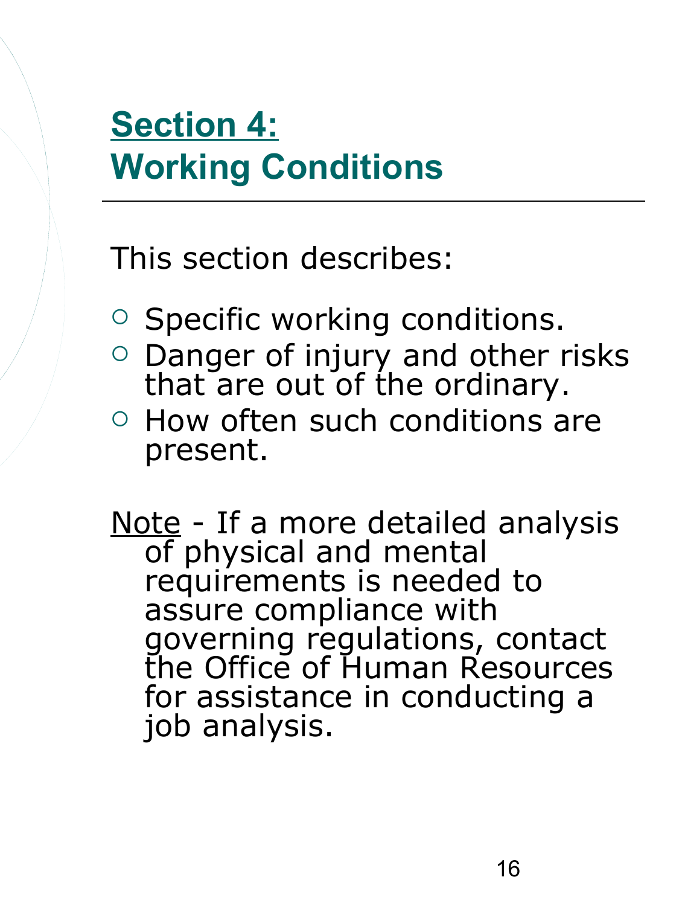## **Section 4: Working Conditions**

This section describes:

- Specific working conditions.
- Danger of injury and other risks that are out of the ordinary.
- How often such conditions are present.

Note - If a more detailed analysis of physical and mental requirements is needed to assure compliance with governing regulations, contact the Office of Human Resources for assistance in conducting a job analysis.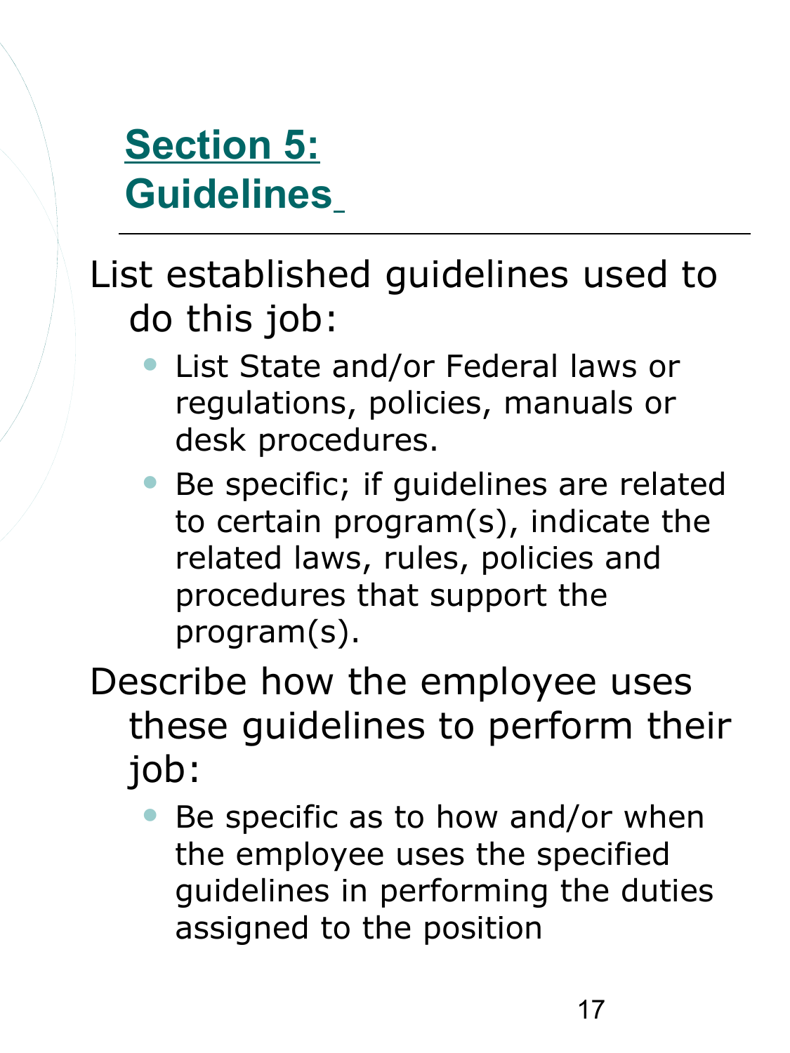# Section 5: Guidelines

List established guidelines used to do this job:

- List State and/or Federal laws or regulations, policies, manuals or desk procedures.
- Be specific; if guidelines are related to certain program(s), indicate the related laws, rules, policies and procedures that support the program(s).

Describe how the employee uses these guidelines to perform their job:

- Be specific as to how and/or when the employee uses the specified guidelines in performing the duties assigned to the position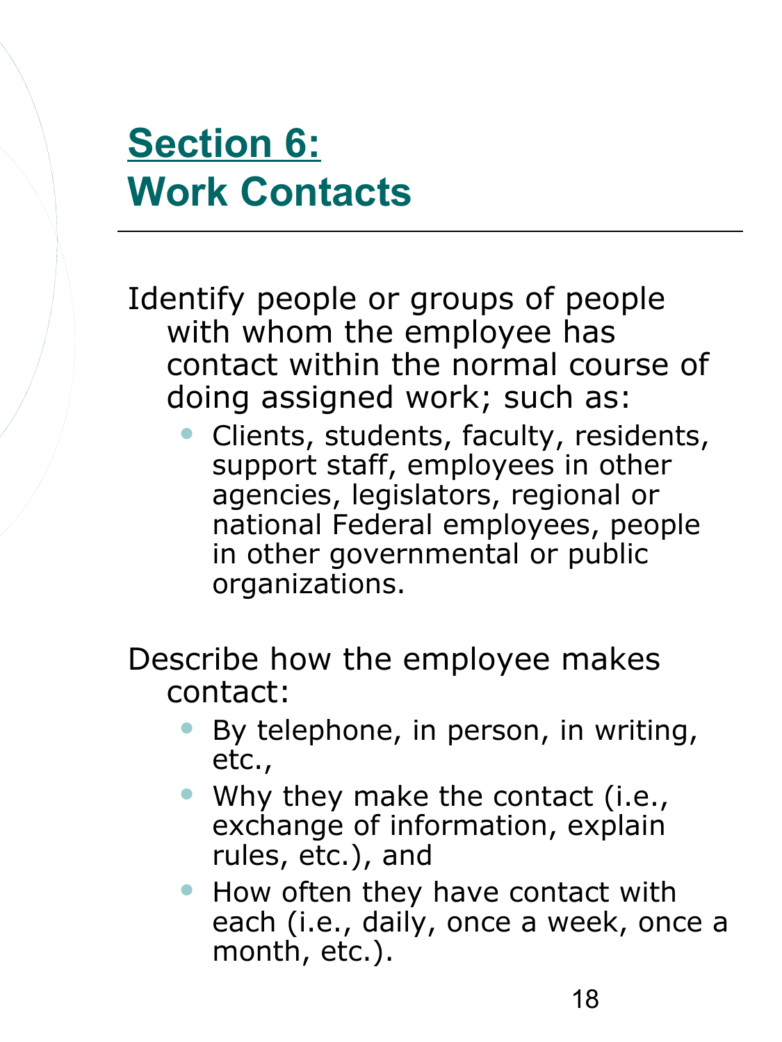# Section 6: Work Contacts

Identify people or groups of people with whom the employee has contact within the normal course of doing assigned work; such as:

- Clients, students, faculty, residents, support staff, employees in other agencies, legislators, regional or national Federal employees, people in other governmental or public organizations.

Describe how the employee makes contact:

- By telephone, in person, in writing, etc.,
- Why they make the contact (i.e., exchange of information, explain rules, etc.), and
- How often they have contact with each (i.e., daily, once a week, once a month, etc.).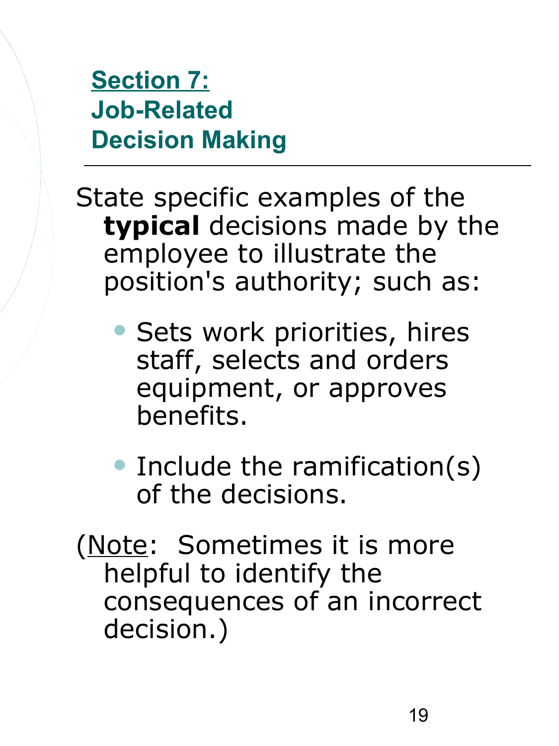## Section 7: Job-Related Decision Making

State specific examples of the **typical** decisions made by the employee to illustrate the position's authority; such as:

- Sets work priorities, hires staff, selects and orders equipment, or approves benefits.
- Include the ramification(s) of the decisions.

(Note: Sometimes it is more helpful to identify the consequences of an incorrect decision.)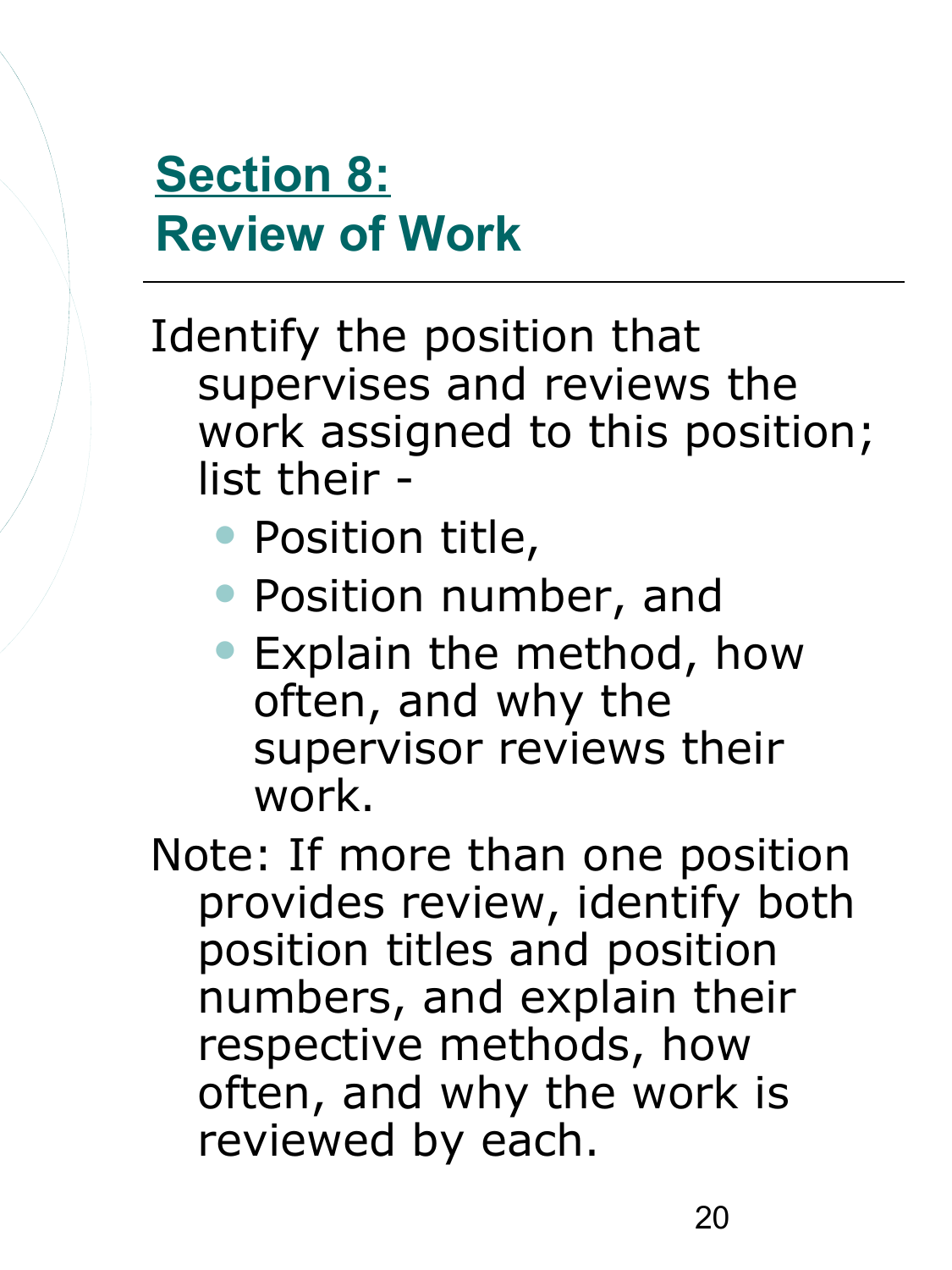# Section 8: Review of Work

Identify the position that supervises and reviews the work assigned to this position; list their -

- Position title,
- Position number, and
- Explain the method, how often, and why the supervisor reviews their work.

Note: If more than one position provides review, identify both position titles and position numbers, and explain their respective methods, how often, and why the work is reviewed by each.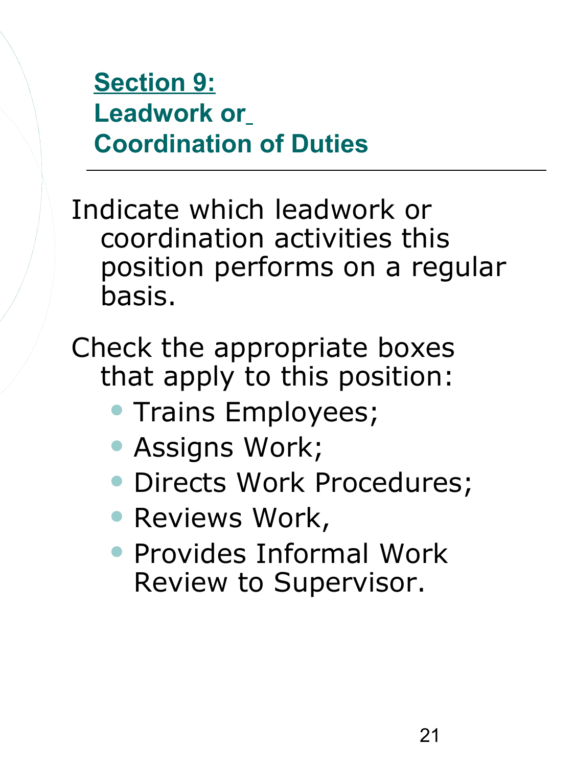## Section 9: Leadwork or Coordination of Duties

Indicate which leadwork or coordination activities this position performs on a regular basis.

Check the appropriate boxes that apply to this position:

- Trains Employees;
- Assigns Work;
- Directs Work Procedures;
- Reviews Work,
- Provides Informal Work Review to Supervisor.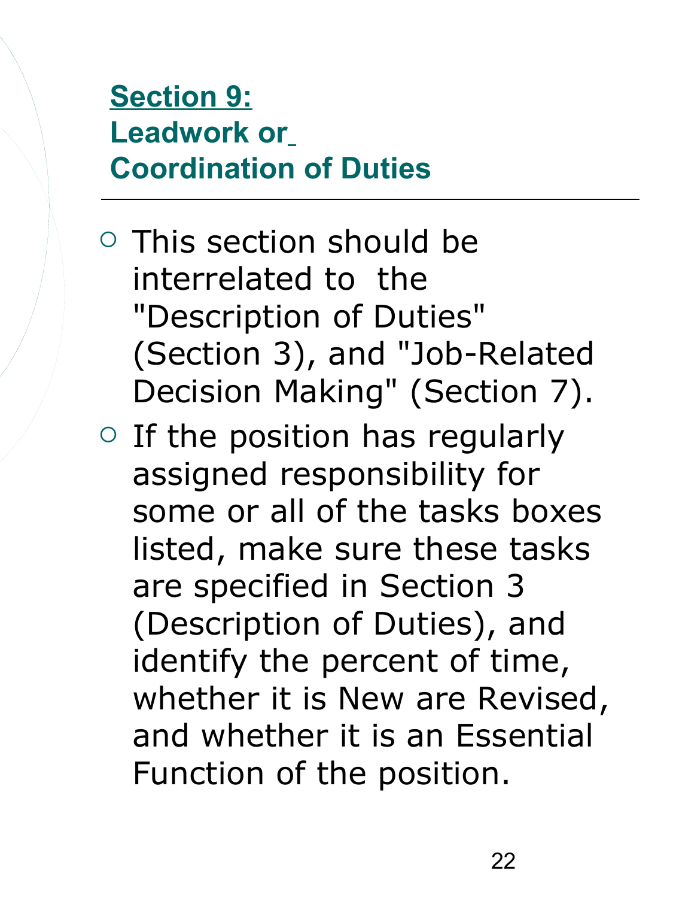## Section 9: Leadwork or Coordination of Duties

- This section should be interrelated to the "Description of Duties" (Section 3), and "Job-Related Decision Making" (Section 7).
- If the position has regularly assigned responsibility for some or all of the tasks boxes listed, make sure these tasks are specified in Section 3 (Description of Duties), and identify the percent of time, whether it is New are Revised, and whether it is an Essential Function of the position.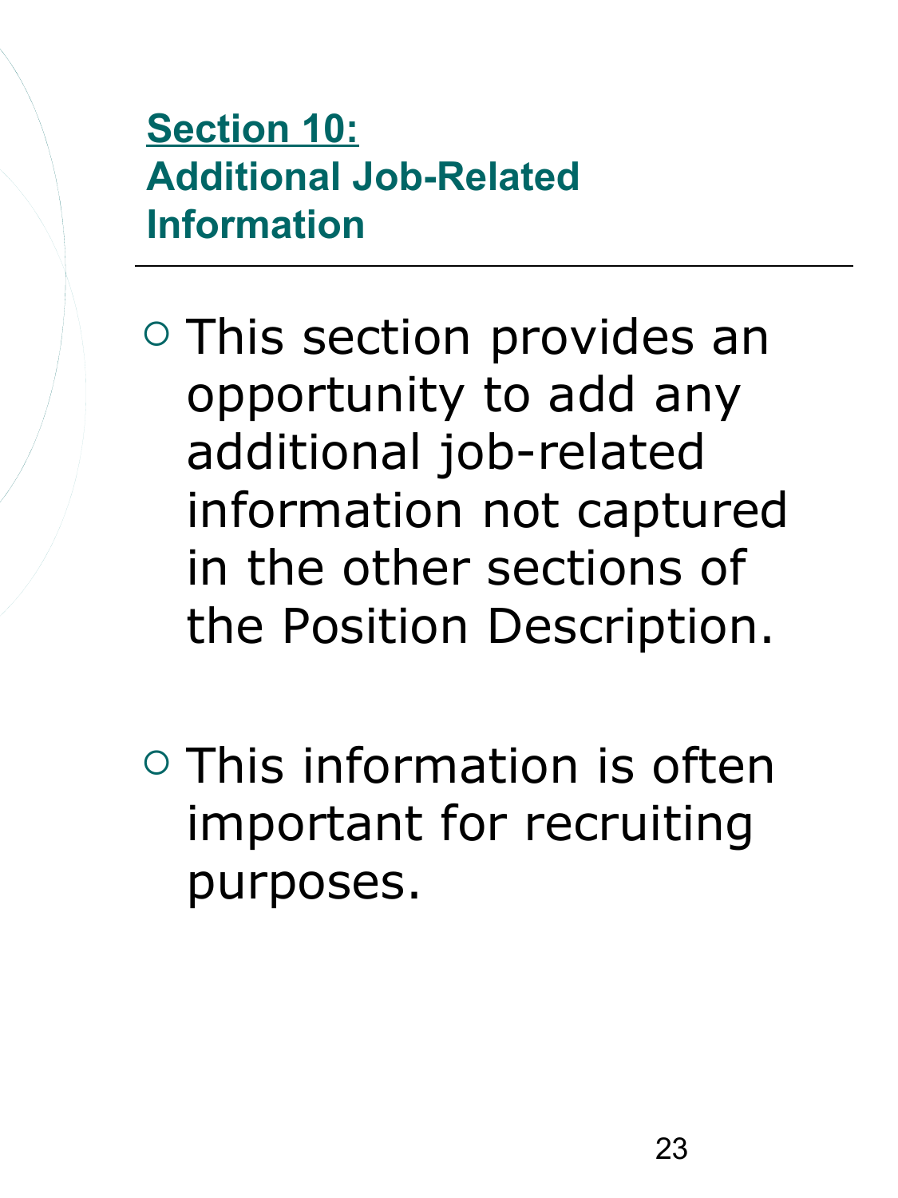## Section 10: Additional Job-Related Information

- This section provides an opportunity to add any additional job-related information not captured in the other sections of the Position Description.
- This information is often important for recruiting purposes.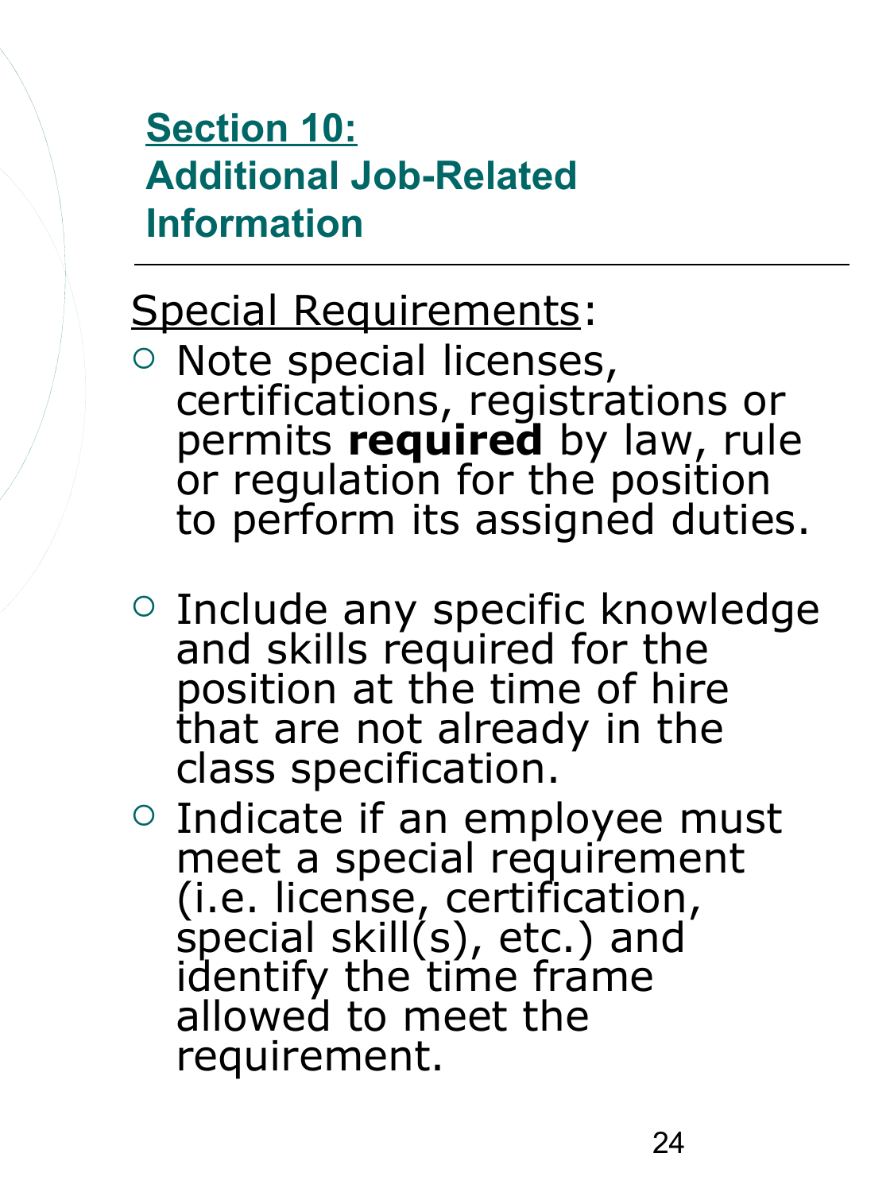## Section 10: Additional Job-Related Information

Special Requirements:

- Note special licenses, certifications, registrations or permits **required** by law, rule or regulation for the position to perform its assigned duties.
- Include any specific knowledge and skills required for the position at the time of hire that are not already in the class specification.
- Indicate if an employee must meet a special requirement (i.e. license, certification, special skill(s), etc.) and identify the time frame allowed to meet the requirement.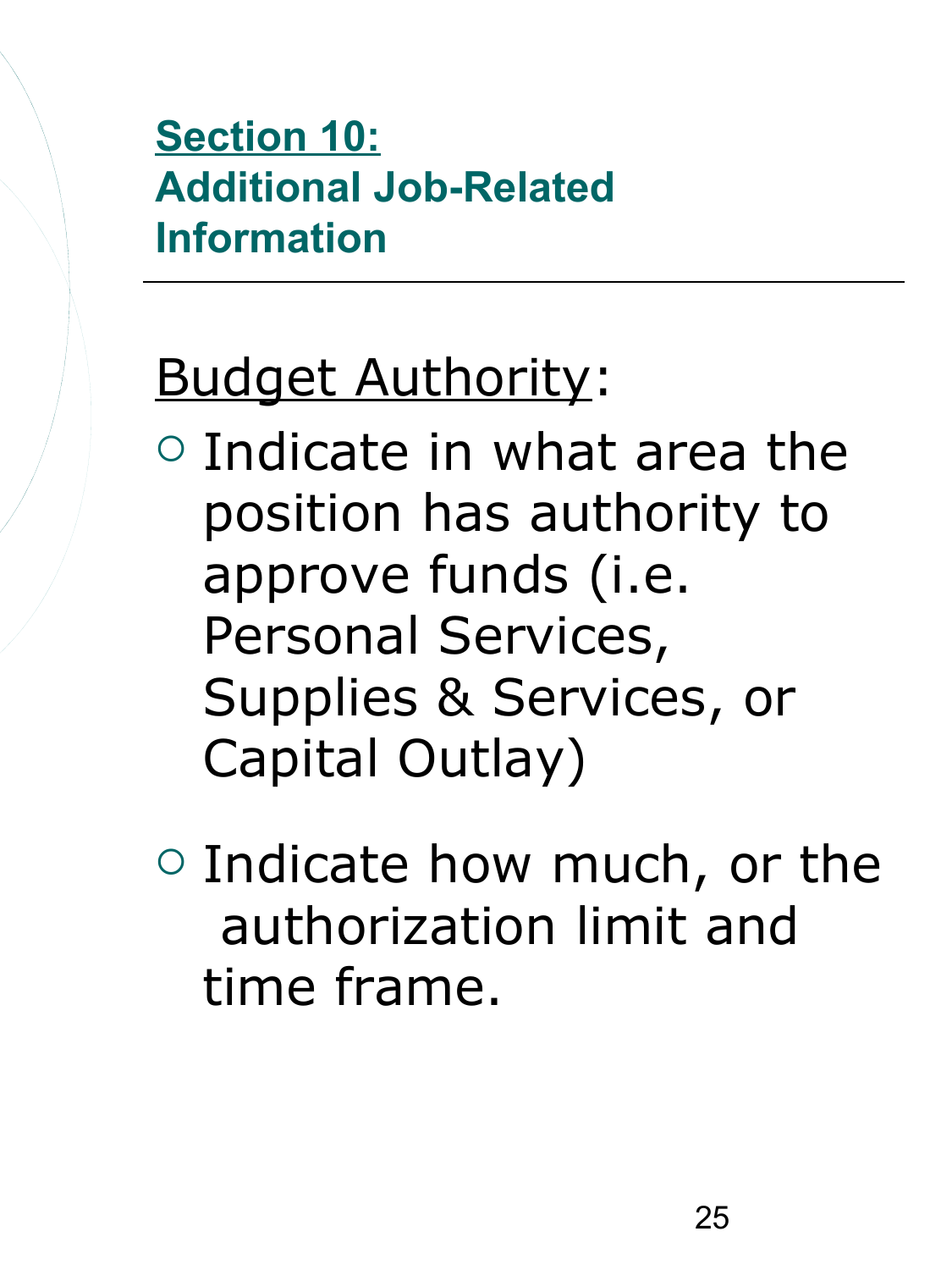## Section 10: Additional Job-Related Information

Budget Authority:

- Indicate in what area the position has authority to approve funds (i.e. Personal Services, Supplies & Services, or Capital Outlay)
- Indicate how much, or the authorization limit and time frame.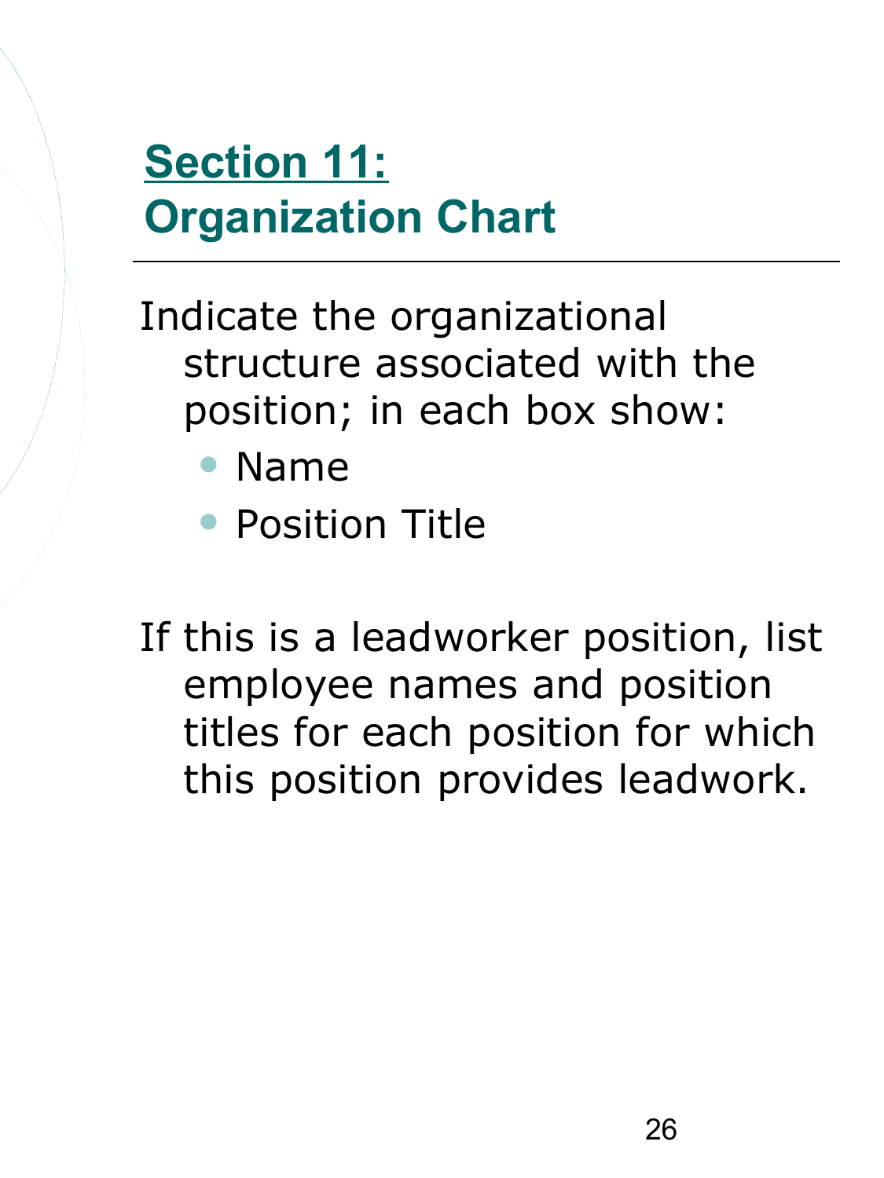# Section 11: Organization Chart

Indicate the organizational structure associated with the position; in each box show:

- Name
- Position Title

If this is a leadworker position, list employee names and position titles for each position for which this position provides leadwork.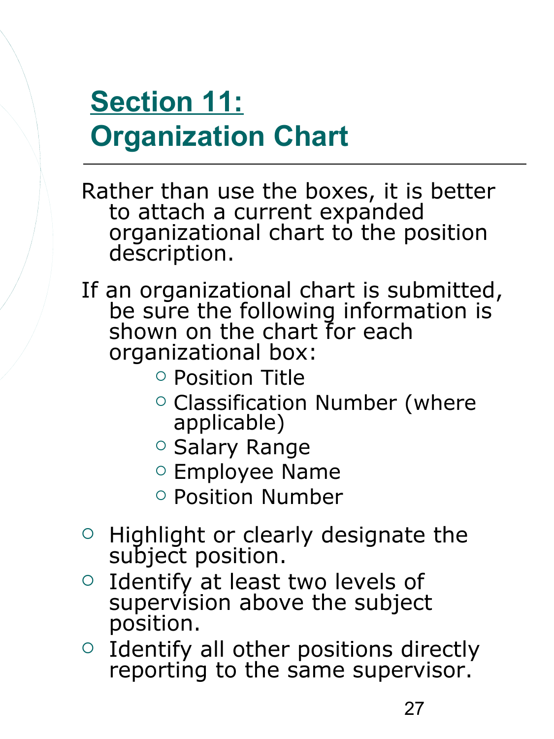# Section 11: Organization Chart

Rather than use the boxes, it is better to attach a current expanded organizational chart to the position description.

If an organizational chart is submitted, be sure the following information is shown on the chart for each organizational box:

- Position Title
- Classification Number (where applicable)
- Salary Range
- Employee Name
- Position Number

- Highlight or clearly designate the subject position.
- Identify at least two levels of supervision above the subject position.
- Identify all other positions directly reporting to the same supervisor.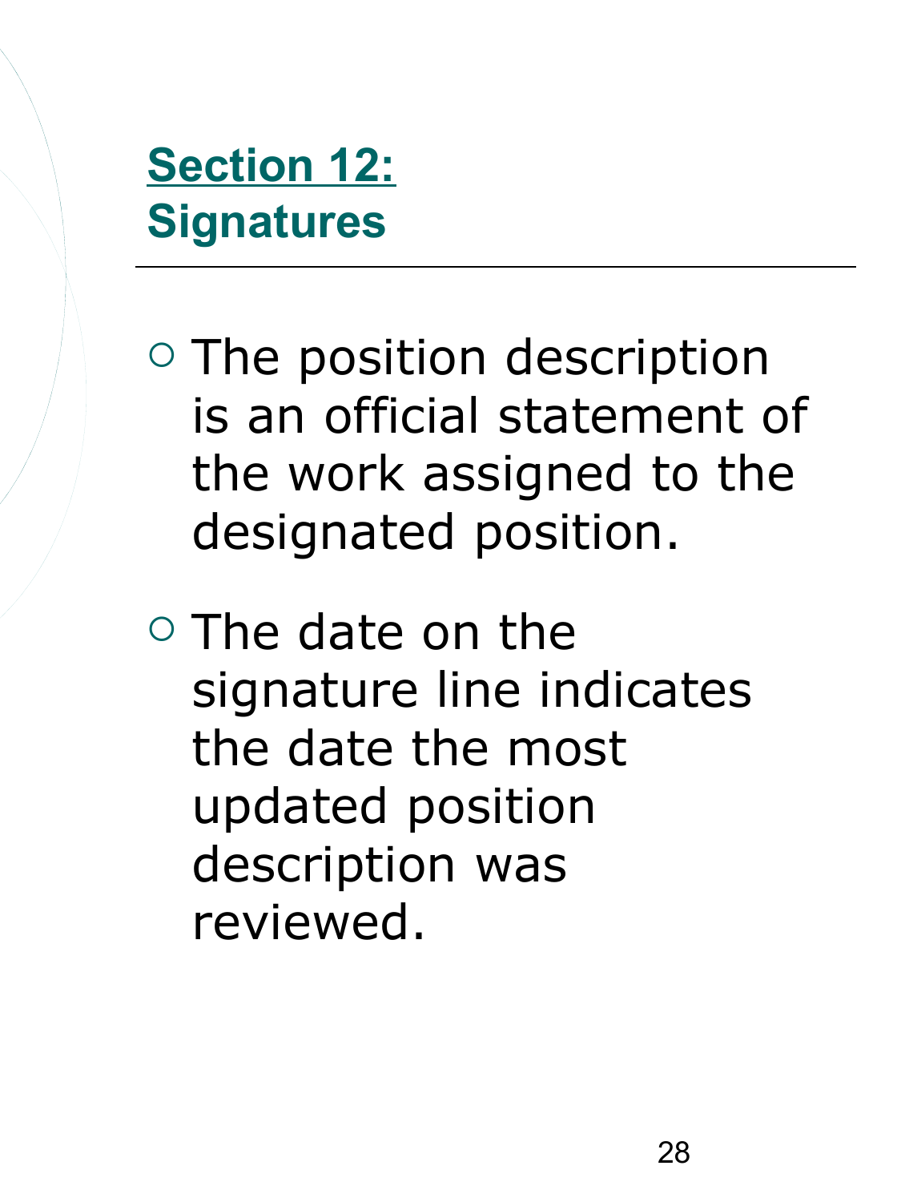## Section 12: Signatures

- The position description is an official statement of the work assigned to the designated position.
- The date on the signature line indicates the date the most updated position description was reviewed.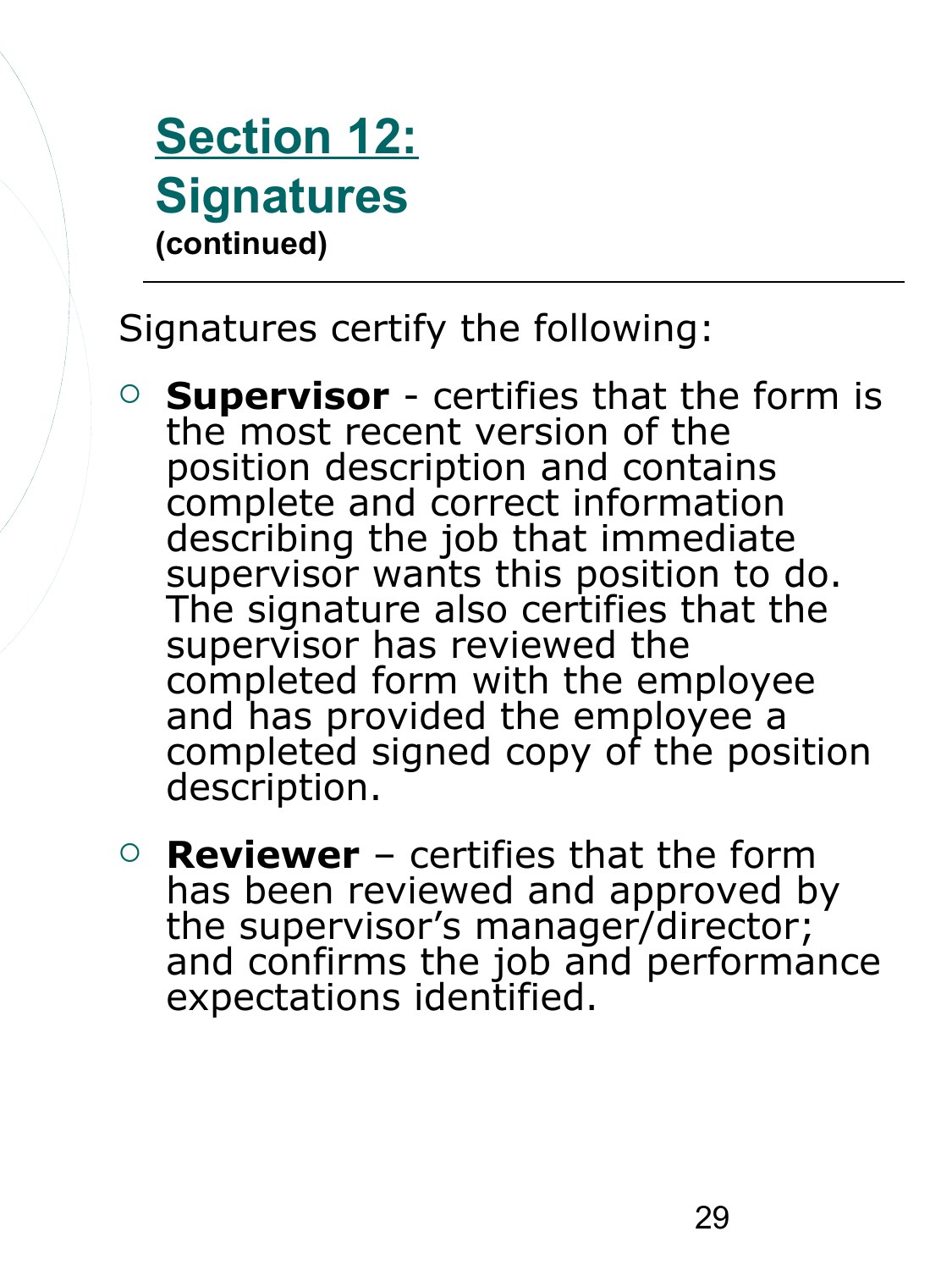## Section 12: Signatures

**(continued)**

Signatures certify the following:

- **Supervisor** - certifies that the form is the most recent version of the position description and contains complete and correct information describing the job that immediate supervisor wants this position to do. The signature also certifies that the supervisor has reviewed the completed form with the employee and has provided the employee a completed signed copy of the position description.
- **Reviewer** – certifies that the form has been reviewed and approved by the supervisor's manager/director; and confirms the job and performance expectations identified.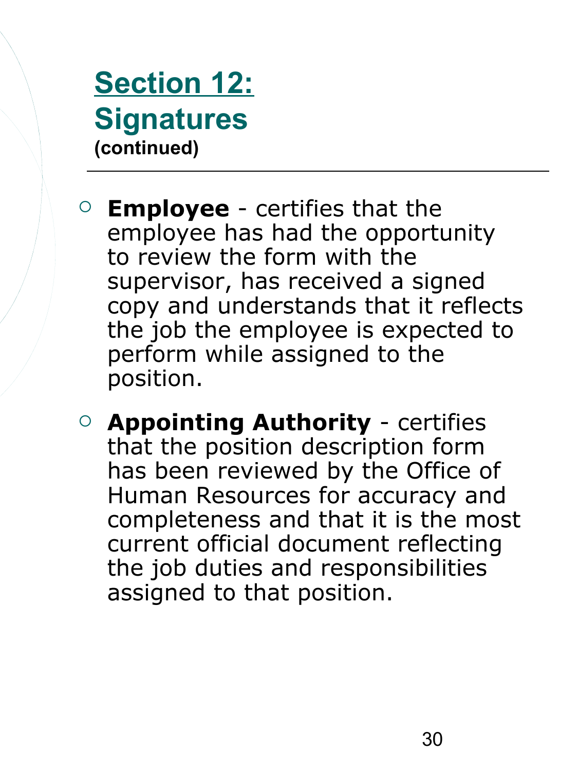## Section 12: Signatures
**(continued)**

- **Employee** - certifies that the employee has had the opportunity to review the form with the supervisor, has received a signed copy and understands that it reflects the job the employee is expected to perform while assigned to the position.
- **Appointing Authority** - certifies that the position description form has been reviewed by the Office of Human Resources for accuracy and completeness and that it is the most current official document reflecting the job duties and responsibilities assigned to that position.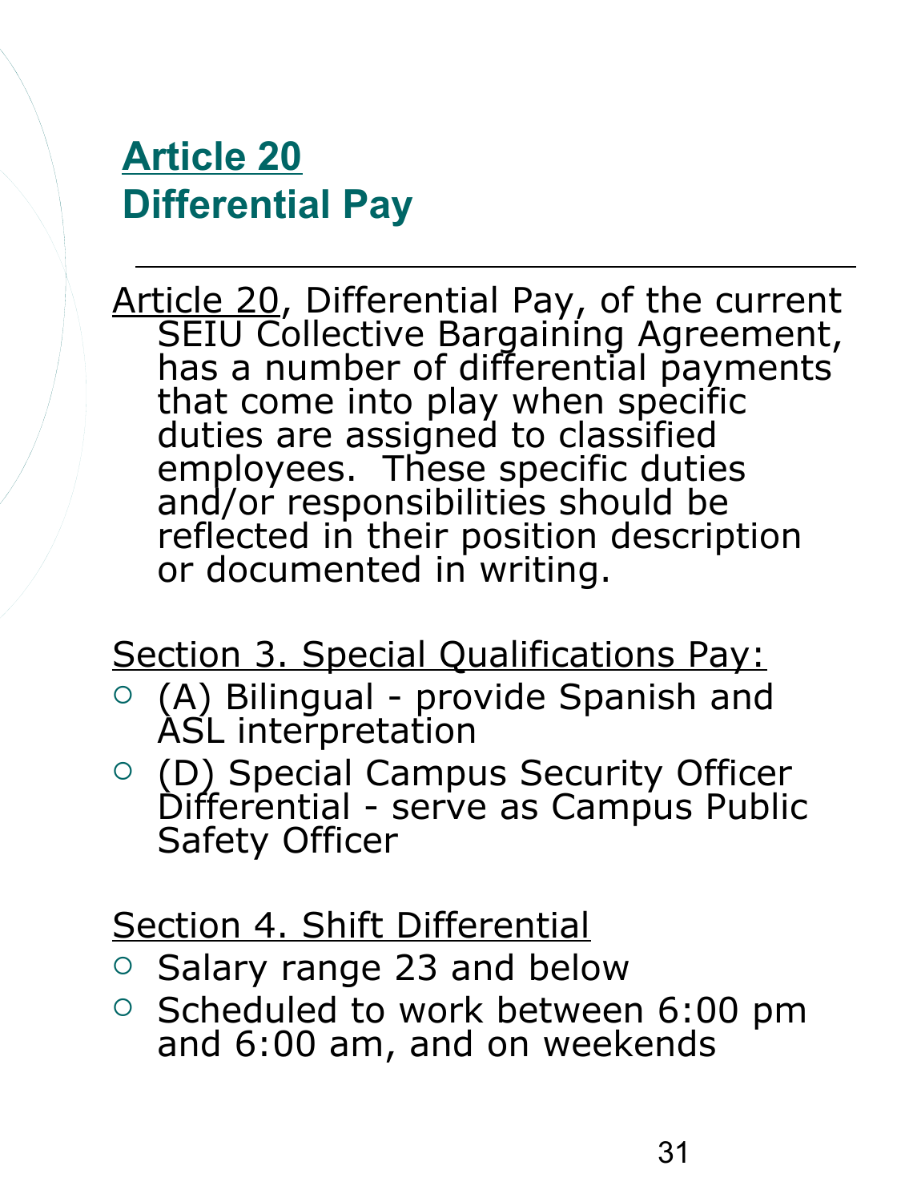# Article 20
# Differential Pay

Article 20, Differential Pay, of the current SEIU Collective Bargaining Agreement, has a number of differential payments that come into play when specific duties are assigned to classified employees. These specific duties and/or responsibilities should be reflected in their position description or documented in writing.

Section 3. Special Qualifications Pay:

- (A) Bilingual - provide Spanish and ASL interpretation
- (D) Special Campus Security Officer Differential - serve as Campus Public Safety Officer

Section 4. Shift Differential

- Salary range 23 and below
- Scheduled to work between 6:00 pm and 6:00 am, and on weekends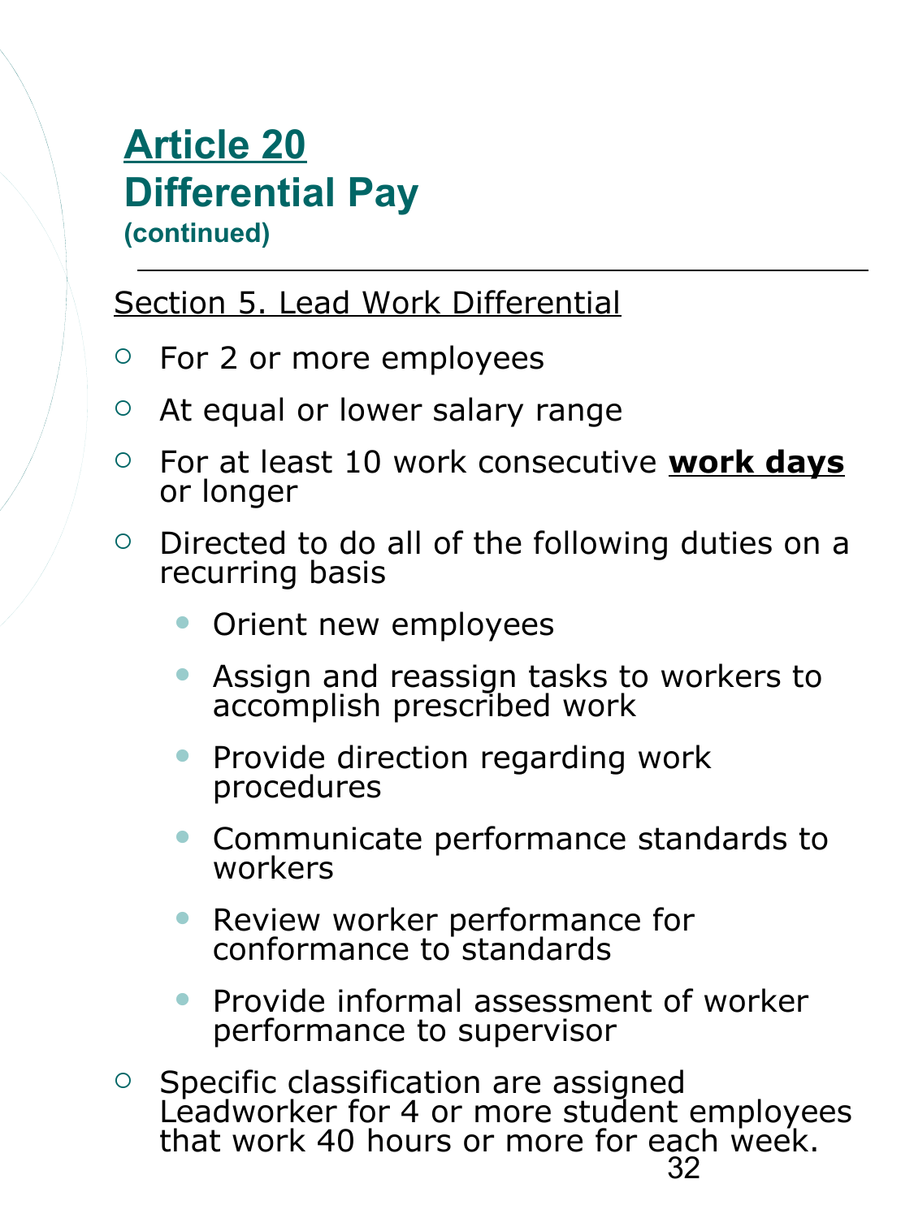# Article 20
## Differential Pay
**(continued)**

---

Section 5. Lead Work Differential

- For 2 or more employees
- At equal or lower salary range
- For at least 10 work consecutive **work days** or longer
- Directed to do all of the following duties on a recurring basis
  - Orient new employees
  - Assign and reassign tasks to workers to accomplish prescribed work
  - Provide direction regarding work procedures
  - Communicate performance standards to workers
  - Review worker performance for conformance to standards
  - Provide informal assessment of worker performance to supervisor
- Specific classification are assigned Leadworker for 4 or more student employees that work 40 hours or more for each week.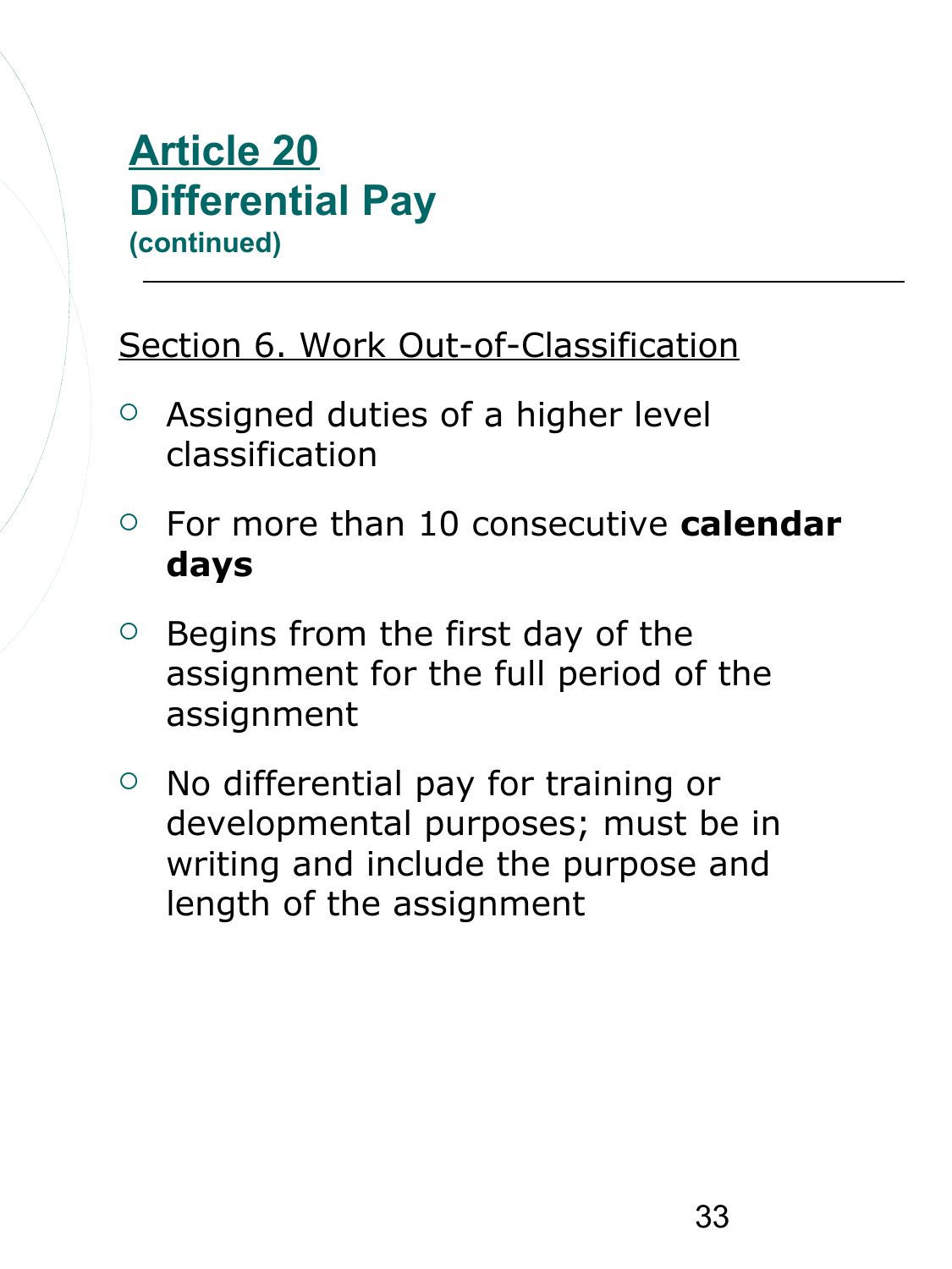# Article 20
## Differential Pay
**(continued)**

---

Section 6. Work Out-of-Classification

- Assigned duties of a higher level classification
- For more than 10 consecutive **calendar days**
- Begins from the first day of the assignment for the full period of the assignment
- No differential pay for training or developmental purposes; must be in writing and include the purpose and length of the assignment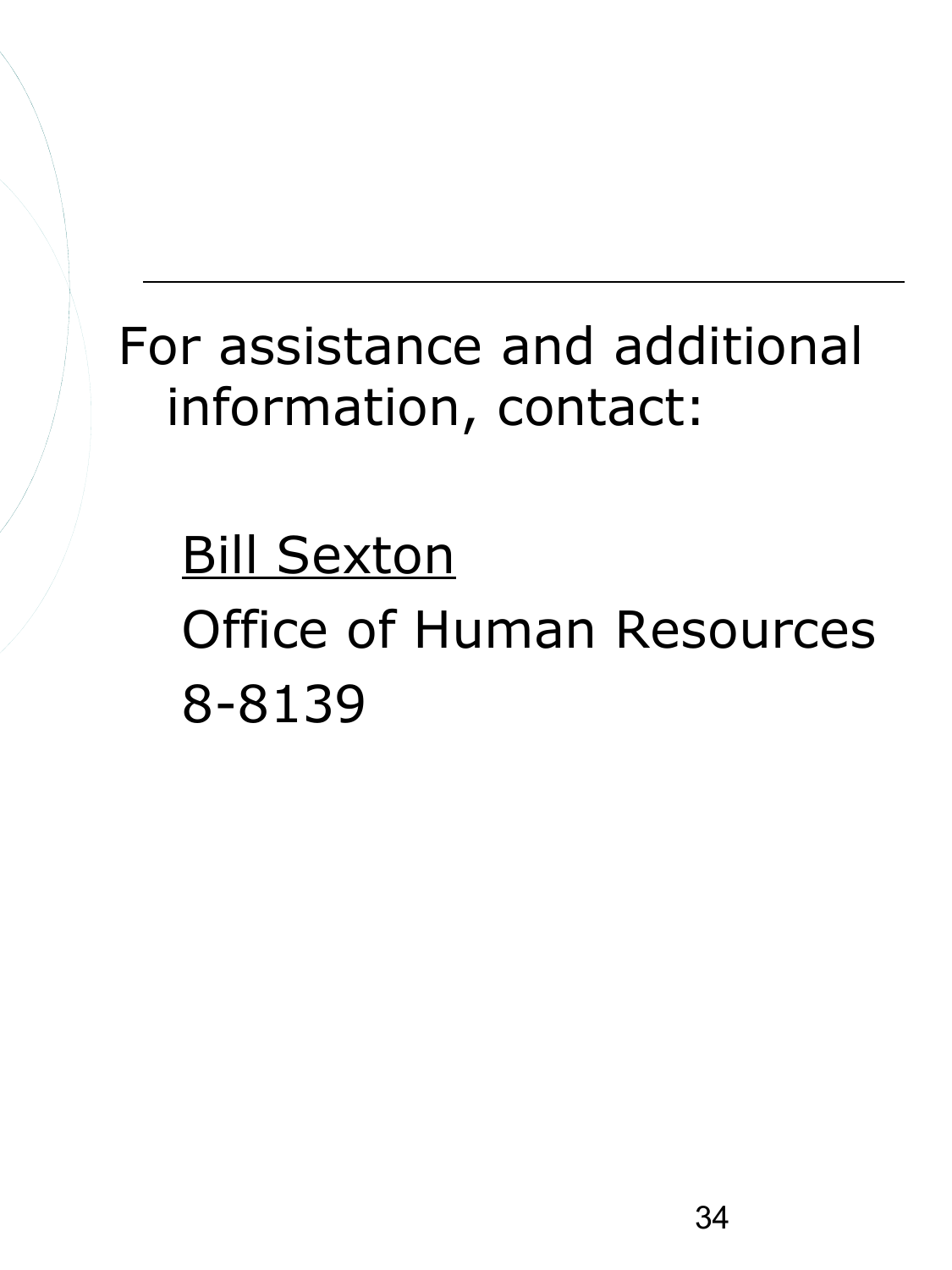For assistance and additional information, contact:

<u>Bill Sexton</u>

Office of Human Resources

8-8139